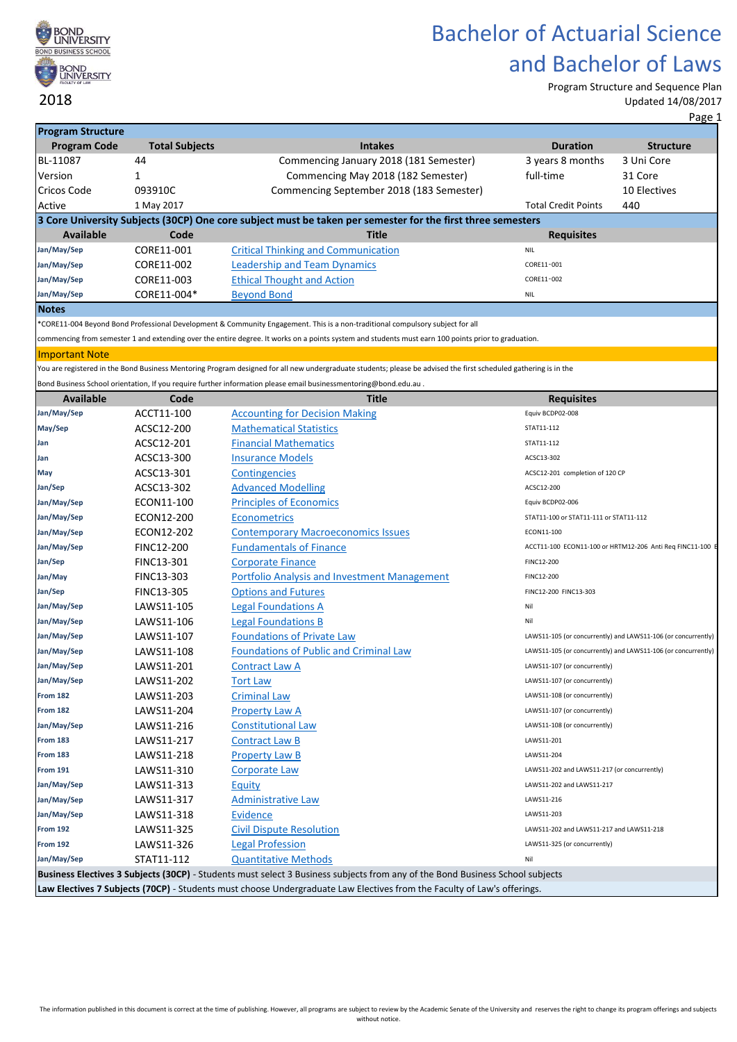BOND UNIVERSITY
BOND BUSINESS SCHOOL

BOND UNIVERSITY
FACULTY OF LAW

2018

# Bachelor of Actuarial Science and Bachelor of Laws

Program Structure and Sequence Plan
Updated 14/08/2017

## Program Structure

| Program Code | Total Subjects | Intakes | Duration | Structure |
|---|---|---|---|---|
| BL-11087 | 44 | Commencing January 2018 (181 Semester) | 3 years 8 months | 3 Uni Core |
| Version | 1 | Commencing May 2018 (182 Semester) | full-time | 31 Core |
| Cricos Code | 093910C | Commencing September 2018 (183 Semester) | | 10 Electives |
| Active | 1 May 2017 | | Total Credit Points | 440 |

## 3 Core University Subjects (30CP) One core subject must be taken per semester for the first three semesters

| Available | Code | Title | Requisites |
|---|---|---|---|
| Jan/May/Sep | CORE11-001 | Critical Thinking and Communication | NIL |
| Jan/May/Sep | CORE11-002 | Leadership and Team Dynamics | CORE11-001 |
| Jan/May/Sep | CORE11-003 | Ethical Thought and Action | CORE11-002 |
| Jan/May/Sep | CORE11-004* | Beyond Bond | NIL |

## Notes

*CORE11-004 Beyond Bond Professional Development & Community Engagement. This is a non-traditional compulsory subject for all commencing from semester 1 and extending over the entire degree. It works on a points system and students must earn 100 points prior to graduation.

## Important Note

You are registered in the Bond Business Mentoring Program designed for all new undergraduate students; please be advised the first scheduled gathering is in the Bond Business School orientation, If you require further information please email businessmentoring@bond.edu.au .

| Available | Code | Title | Requisites |
|---|---|---|---|
| Jan/May/Sep | ACCT11-100 | Accounting for Decision Making | Equiv BCDP02-008 |
| May/Sep | ACSC12-200 | Mathematical Statistics | STAT11-112 |
| Jan | ACSC12-201 | Financial Mathematics | STAT11-112 |
| Jan | ACSC13-300 | Insurance Models | ACSC13-302 |
| May | ACSC13-301 | Contingencies | ACSC12-201 completion of 120 CP |
| Jan/Sep | ACSC13-302 | Advanced Modelling | ACSC12-200 |
| Jan/May/Sep | ECON11-100 | Principles of Economics | Equiv BCDP02-006 |
| Jan/May/Sep | ECON12-200 | Econometrics | STAT11-100 or STAT11-111 or STAT11-112 |
| Jan/May/Sep | ECON12-202 | Contemporary Macroeconomics Issues | ECON11-100 |
| Jan/May/Sep | FINC12-200 | Fundamentals of Finance | ACCT11-100 ECON11-100 or HRTM12-206 Anti Req FINC11-100 E |
| Jan/Sep | FINC13-301 | Corporate Finance | FINC12-200 |
| Jan/May | FINC13-303 | Portfolio Analysis and Investment Management | FINC12-200 |
| Jan/Sep | FINC13-305 | Options and Futures | FINC12-200 FINC13-303 |
| Jan/May/Sep | LAWS11-105 | Legal Foundations A | Nil |
| Jan/May/Sep | LAWS11-106 | Legal Foundations B | Nil |
| Jan/May/Sep | LAWS11-107 | Foundations of Private Law | LAWS11-105 (or concurrently) and LAWS11-106 (or concurrently) |
| Jan/May/Sep | LAWS11-108 | Foundations of Public and Criminal Law | LAWS11-105 (or concurrently) and LAWS11-106 (or concurrently) |
| Jan/May/Sep | LAWS11-201 | Contract Law A | LAWS11-107 (or concurrently) |
| Jan/May/Sep | LAWS11-202 | Tort Law | LAWS11-107 (or concurrently) |
| From 182 | LAWS11-203 | Criminal Law | LAWS11-108 (or concurrently) |
| From 182 | LAWS11-204 | Property Law A | LAWS11-107 (or concurrently) |
| Jan/May/Sep | LAWS11-216 | Constitutional Law | LAWS11-108 (or concurrently) |
| From 183 | LAWS11-217 | Contract Law B | LAWS11-201 |
| From 183 | LAWS11-218 | Property Law B | LAWS11-204 |
| From 191 | LAWS11-310 | Corporate Law | LAWS11-202 and LAWS11-217 (or concurrently) |
| Jan/May/Sep | LAWS11-313 | Equity | LAWS11-202 and LAWS11-217 |
| Jan/May/Sep | LAWS11-317 | Administrative Law | LAWS11-216 |
| Jan/May/Sep | LAWS11-318 | Evidence | LAWS11-203 |
| From 192 | LAWS11-325 | Civil Dispute Resolution | LAWS11-202 and LAWS11-217 and LAWS11-218 |
| From 192 | LAWS11-326 | Legal Profession | LAWS11-325 (or concurrently) |
| Jan/May/Sep | STAT11-112 | Quantitative Methods | Nil |

**Business Electives 3 Subjects (30CP)** - Students must select 3 Business subjects from any of the Bond Business School subjects

**Law Electives 7 Subjects (70CP)** - Students must choose Undergraduate Law Electives from the Faculty of Law's offerings.

The information published in this document is correct at the time of publishing. However, all programs are subject to review by the Academic Senate of the University and reserves the right to change its program offerings and subjects without notice.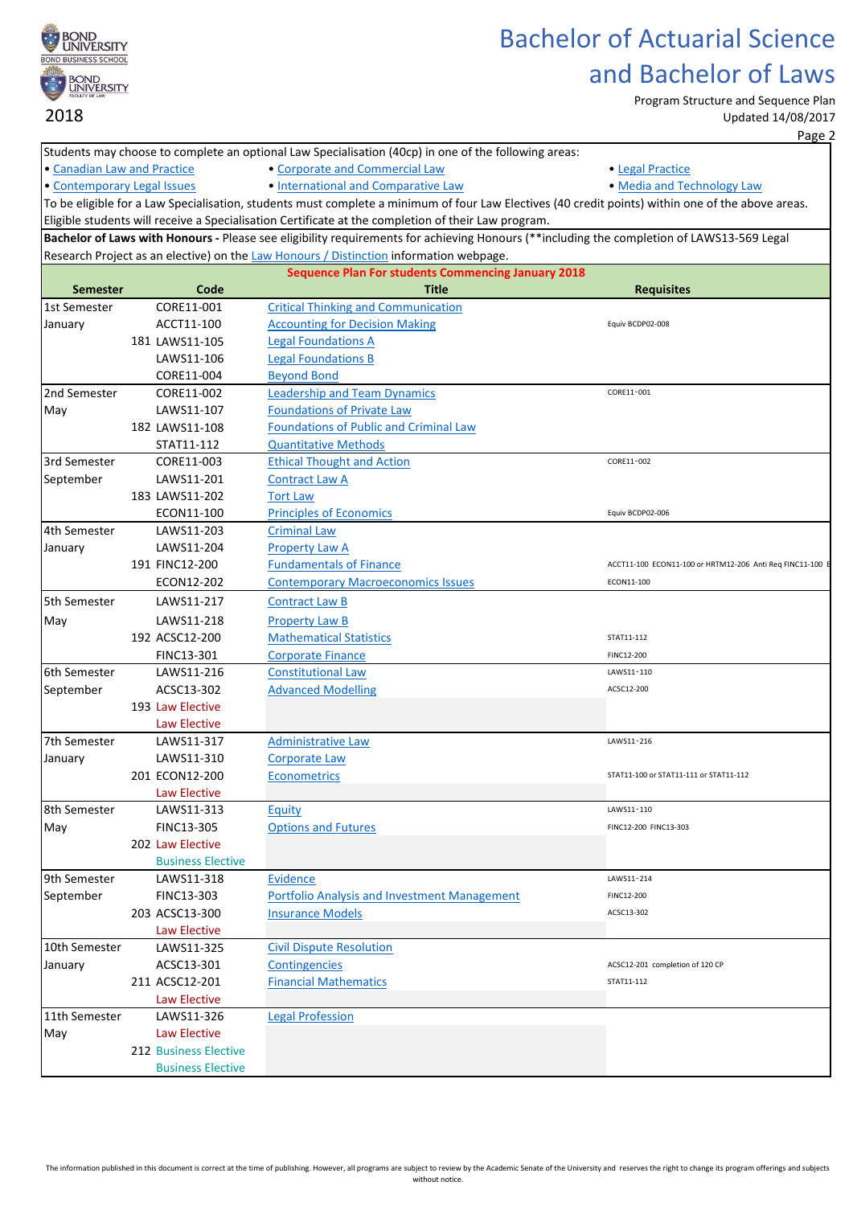# Bachelor of Actuarial Science and Bachelor of Laws

2018

Program Structure and Sequence Plan
Updated 14/08/2017

Students may choose to complete an optional Law Specialisation (40cp) in one of the following areas:

- Canadian Law and Practice
- Corporate and Commercial Law
- Legal Practice
- Contemporary Legal Issues
- International and Comparative Law
- Media and Technology Law

To be eligible for a Law Specialisation, students must complete a minimum of four Law Electives (40 credit points) within one of the above areas. Eligible students will receive a Specialisation Certificate at the completion of their Law program.

**Bachelor of Laws with Honours -** Please see eligibility requirements for achieving Honours (**including the completion of LAWS13-569 Legal Research Project as an elective) on the Law Honours / Distinction information webpage.

**Sequence Plan For students Commencing January 2018**

| Semester | | Code | Title | Requisites |
|---|---|---|---|---|
| 1st Semester | | CORE11-001 | Critical Thinking and Communication | |
| January | | ACCT11-100 | Accounting for Decision Making | Equiv BCDP02-008 |
| | 181 | LAWS11-105 | Legal Foundations A | |
| | | LAWS11-106 | Legal Foundations B | |
| | | CORE11-004 | Beyond Bond | |
| 2nd Semester | | CORE11-002 | Leadership and Team Dynamics | CORE11-001 |
| May | | LAWS11-107 | Foundations of Private Law | |
| | 182 | LAWS11-108 | Foundations of Public and Criminal Law | |
| | | STAT11-112 | Quantitative Methods | |
| 3rd Semester | | CORE11-003 | Ethical Thought and Action | CORE11-002 |
| September | | LAWS11-201 | Contract Law A | |
| | 183 | LAWS11-202 | Tort Law | |
| | | ECON11-100 | Principles of Economics | Equiv BCDP02-006 |
| 4th Semester | | LAWS11-203 | Criminal Law | |
| January | | LAWS11-204 | Property Law A | |
| | 191 | FINC12-200 | Fundamentals of Finance | ACCT11-100 ECON11-100 or HRTM12-206 Anti Req FINC11-100 E |
| | | ECON12-202 | Contemporary Macroeconomics Issues | ECON11-100 |
| 5th Semester | | LAWS11-217 | Contract Law B | |
| May | | LAWS11-218 | Property Law B | |
| | 192 | ACSC12-200 | Mathematical Statistics | STAT11-112 |
| | | FINC13-301 | Corporate Finance | FINC12-200 |
| 6th Semester | | LAWS11-216 | Constitutional Law | LAWS11-110 |
| September | | ACSC13-302 | Advanced Modelling | ACSC12-200 |
| | 193 | Law Elective | | |
| | | Law Elective | | |
| 7th Semester | | LAWS11-317 | Administrative Law | LAWS11-216 |
| January | | LAWS11-310 | Corporate Law | |
| | 201 | ECON12-200 | Econometrics | STAT11-100 or STAT11-111 or STAT11-112 |
| | | Law Elective | | |
| 8th Semester | | LAWS11-313 | Equity | LAWS11-110 |
| May | | FINC13-305 | Options and Futures | FINC12-200 FINC13-303 |
| | 202 | Law Elective | | |
| | | Business Elective | | |
| 9th Semester | | LAWS11-318 | Evidence | LAWS11-214 |
| September | | FINC13-303 | Portfolio Analysis and Investment Management | FINC12-200 |
| | 203 | ACSC13-300 | Insurance Models | ACSC13-302 |
| | | Law Elective | | |
| 10th Semester | | LAWS11-325 | Civil Dispute Resolution | |
| January | | ACSC13-301 | Contingencies | ACSC12-201 completion of 120 CP |
| | 211 | ACSC12-201 | Financial Mathematics | STAT11-112 |
| | | Law Elective | | |
| 11th Semester | | LAWS11-326 | Legal Profession | |
| May | | Law Elective | | |
| | 212 | Business Elective | | |
| | | Business Elective | | |

The information published in this document is correct at the time of publishing. However, all programs are subject to review by the Academic Senate of the University and reserves the right to change its program offerings and subjects without notice.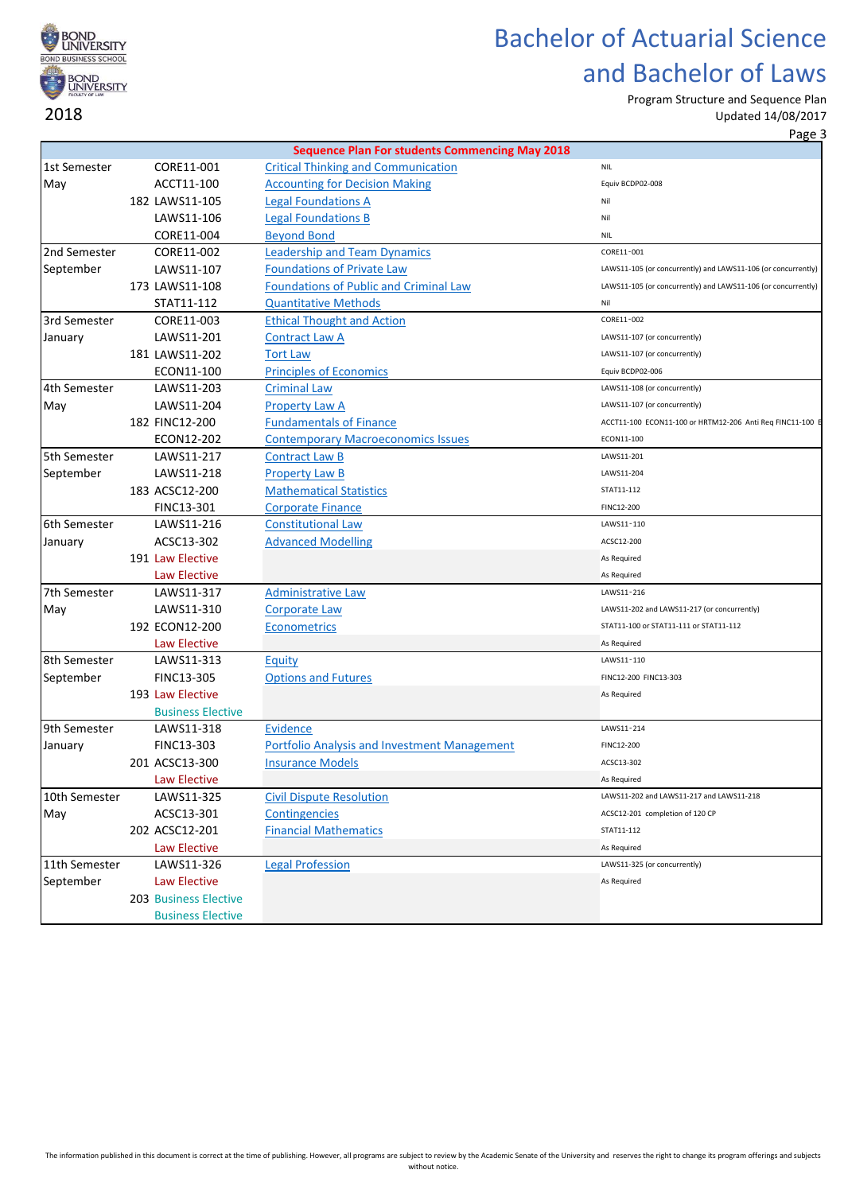BOND UNIVERSITY
BOND BUSINESS SCHOOL

BOND UNIVERSITY
FACULTY OF LAW

2018

# Bachelor of Actuarial Science and Bachelor of Laws

Program Structure and Sequence Plan
Updated 14/08/2017

| Sequence Plan For students Commencing May 2018 | | | | |
|---|---|---|---|---|
| 1st Semester | | CORE11-001 | Critical Thinking and Communication | NIL |
| May | | ACCT11-100 | Accounting for Decision Making | Equiv BCDP02-008 |
| | 182 | LAWS11-105 | Legal Foundations A | Nil |
| | | LAWS11-106 | Legal Foundations B | Nil |
| | | CORE11-004 | Beyond Bond | NIL |
| 2nd Semester | | CORE11-002 | Leadership and Team Dynamics | CORE11-001 |
| September | | LAWS11-107 | Foundations of Private Law | LAWS11-105 (or concurrently) and LAWS11-106 (or concurrently) |
| | 173 | LAWS11-108 | Foundations of Public and Criminal Law | LAWS11-105 (or concurrently) and LAWS11-106 (or concurrently) |
| | | STAT11-112 | Quantitative Methods | Nil |
| 3rd Semester | | CORE11-003 | Ethical Thought and Action | CORE11-002 |
| January | | LAWS11-201 | Contract Law A | LAWS11-107 (or concurrently) |
| | 181 | LAWS11-202 | Tort Law | LAWS11-107 (or concurrently) |
| | | ECON11-100 | Principles of Economics | Equiv BCDP02-006 |
| 4th Semester | | LAWS11-203 | Criminal Law | LAWS11-108 (or concurrently) |
| May | | LAWS11-204 | Property Law A | LAWS11-107 (or concurrently) |
| | 182 | FINC12-200 | Fundamentals of Finance | ACCT11-100 ECON11-100 or HRTM12-206 Anti Req FINC11-100 E |
| | | ECON12-202 | Contemporary Macroeconomics Issues | ECON11-100 |
| 5th Semester | | LAWS11-217 | Contract Law B | LAWS11-201 |
| September | | LAWS11-218 | Property Law B | LAWS11-204 |
| | 183 | ACSC12-200 | Mathematical Statistics | STAT11-112 |
| | | FINC13-301 | Corporate Finance | FINC12-200 |
| 6th Semester | | LAWS11-216 | Constitutional Law | LAWS11-110 |
| January | | ACSC13-302 | Advanced Modelling | ACSC12-200 |
| | 191 | Law Elective | | As Required |
| | | Law Elective | | As Required |
| 7th Semester | | LAWS11-317 | Administrative Law | LAWS11-216 |
| May | | LAWS11-310 | Corporate Law | LAWS11-202 and LAWS11-217 (or concurrently) |
| | 192 | ECON12-200 | Econometrics | STAT11-100 or STAT11-111 or STAT11-112 |
| | | Law Elective | | As Required |
| 8th Semester | | LAWS11-313 | Equity | LAWS11-110 |
| September | | FINC13-305 | Options and Futures | FINC12-200 FINC13-303 |
| | 193 | Law Elective | | As Required |
| | | Business Elective | | |
| 9th Semester | | LAWS11-318 | Evidence | LAWS11-214 |
| January | | FINC13-303 | Portfolio Analysis and Investment Management | FINC12-200 |
| | 201 | ACSC13-300 | Insurance Models | ACSC13-302 |
| | | Law Elective | | As Required |
| 10th Semester | | LAWS11-325 | Civil Dispute Resolution | LAWS11-202 and LAWS11-217 and LAWS11-218 |
| May | | ACSC13-301 | Contingencies | ACSC12-201 completion of 120 CP |
| | 202 | ACSC12-201 | Financial Mathematics | STAT11-112 |
| | | Law Elective | | As Required |
| 11th Semester | | LAWS11-326 | Legal Profession | LAWS11-325 (or concurrently) |
| September | | Law Elective | | As Required |
| | 203 | Business Elective | | |
| | | Business Elective | | |

The information published in this document is correct at the time of publishing. However, all programs are subject to review by the Academic Senate of the University and reserves the right to change its program offerings and subjects without notice.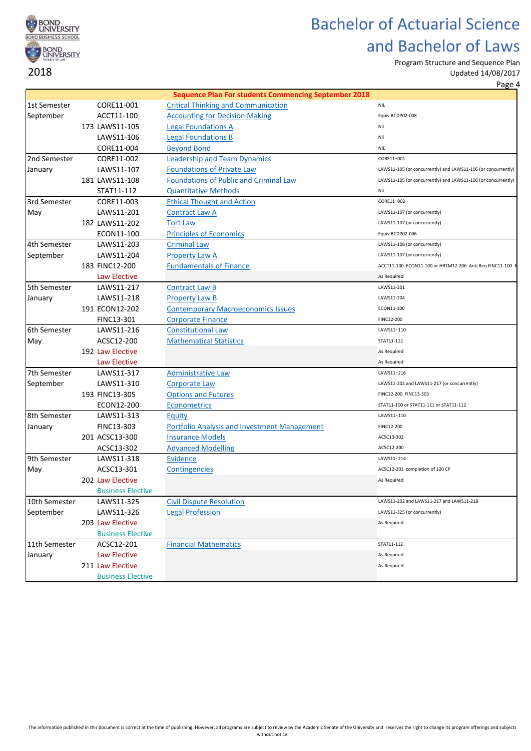# Bachelor of Actuarial Science and Bachelor of Laws

2018

Program Structure and Sequence Plan
Updated 14/08/2017

| Sequence Plan For students Commencing September 2018 | | | | |
|---|---|---|---|---|
| 1st Semester | | CORE11-001 | Critical Thinking and Communication | NIL |
| September | | ACCT11-100 | Accounting for Decision Making | Equiv BCDP02-008 |
| | 173 | LAWS11-105 | Legal Foundations A | Nil |
| | | LAWS11-106 | Legal Foundations B | Nil |
| | | CORE11-004 | Beyond Bond | NIL |
| 2nd Semester | | CORE11-002 | Leadership and Team Dynamics | CORE11-001 |
| January | | LAWS11-107 | Foundations of Private Law | LAWS11-105 (or concurrently) and LAWS11-106 (or concurrently) |
| | 181 | LAWS11-108 | Foundations of Public and Criminal Law | LAWS11-105 (or concurrently) and LAWS11-106 (or concurrently) |
| | | STAT11-112 | Quantitative Methods | Nil |
| 3rd Semester | | CORE11-003 | Ethical Thought and Action | CORE11-002 |
| May | | LAWS11-201 | Contract Law A | LAWS11-107 (or concurrently) |
| | 182 | LAWS11-202 | Tort Law | LAWS11-107 (or concurrently) |
| | | ECON11-100 | Principles of Economics | Equiv BCDP02-006 |
| 4th Semester | | LAWS11-203 | Criminal Law | LAWS11-108 (or concurrently) |
| September | | LAWS11-204 | Property Law A | LAWS11-107 (or concurrently) |
| | 183 | FINC12-200 | Fundamentals of Finance | ACCT11-100 ECON11-100 or HRTM12-206 Anti Req FINC11-100 E |
| | | Law Elective | | As Required |
| 5th Semester | | LAWS11-217 | Contract Law B | LAWS11-201 |
| January | | LAWS11-218 | Property Law B | LAWS11-204 |
| | 191 | ECON12-202 | Contemporary Macroeconomics Issues | ECON11-100 |
| | | FINC13-301 | Corporate Finance | FINC12-200 |
| 6th Semester | | LAWS11-216 | Constitutional Law | LAWS11-110 |
| May | | ACSC12-200 | Mathematical Statistics | STAT11-112 |
| | 192 | Law Elective | | As Required |
| | | Law Elective | | As Required |
| 7th Semester | | LAWS11-317 | Administrative Law | LAWS11-216 |
| September | | LAWS11-310 | Corporate Law | LAWS11-202 and LAWS11-217 (or concurrently) |
| | 193 | FINC13-305 | Options and Futures | FINC12-200 FINC13-303 |
| | | ECON12-200 | Econometrics | STAT11-100 or STAT11-111 or STAT11-112 |
| 8th Semester | | LAWS11-313 | Equity | LAWS11-110 |
| January | | FINC13-303 | Portfolio Analysis and Investment Management | FINC12-200 |
| | 201 | ACSC13-300 | Insurance Models | ACSC13-302 |
| | | ACSC13-302 | Advanced Modelling | ACSC12-200 |
| 9th Semester | | LAWS11-318 | Evidence | LAWS11-214 |
| May | | ACSC13-301 | Contingencies | ACSC12-201 completion of 120 CP |
| | 202 | Law Elective | | As Required |
| | | Business Elective | | |
| 10th Semester | | LAWS11-325 | Civil Dispute Resolution | LAWS11-202 and LAWS11-217 and LAWS11-218 |
| September | | LAWS11-326 | Legal Profession | LAWS11-325 (or concurrently) |
| | 203 | Law Elective | | As Required |
| | | Business Elective | | |
| 11th Semester | | ACSC12-201 | Financial Mathematics | STAT11-112 |
| January | | Law Elective | | As Required |
| | 211 | Law Elective | | As Required |
| | | Business Elective | | |

The information published in this document is correct at the time of publishing. However, all programs are subject to review by the Academic Senate of the University and reserves the right to change its program offerings and subjects without notice.